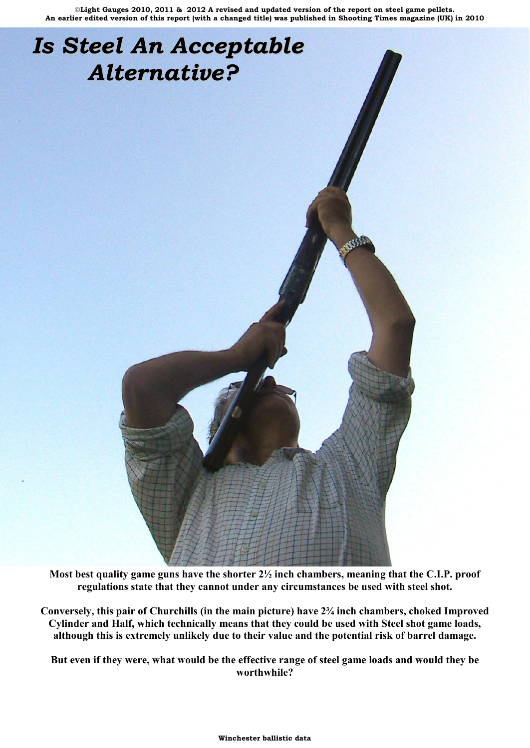©Light Gauges 2010, 2011 & 2012 A revised and updated version of the report on steel game pellets. An earlier edited version of this report (with a changed title) was published in Shooting Times magazine (UK) in 2010

# *Is Steel An Acceptable Alternative?*

**Most best quality game guns have the shorter 2½ inch chambers, meaning that the C.I.P. proof regulations state that they cannot under any circumstances be used with steel shot.**

**Conversely, this pair of Churchills (in the main picture) have 2¾ inch chambers, choked Improved Cylinder and Half, which technically means that they could be used with Steel shot game loads, although this is extremely unlikely due to their value and the potential risk of barrel damage.**

**But even if they were, what would be the effective range of steel game loads and would they be worthwhile?**

**Winchester ballistic data**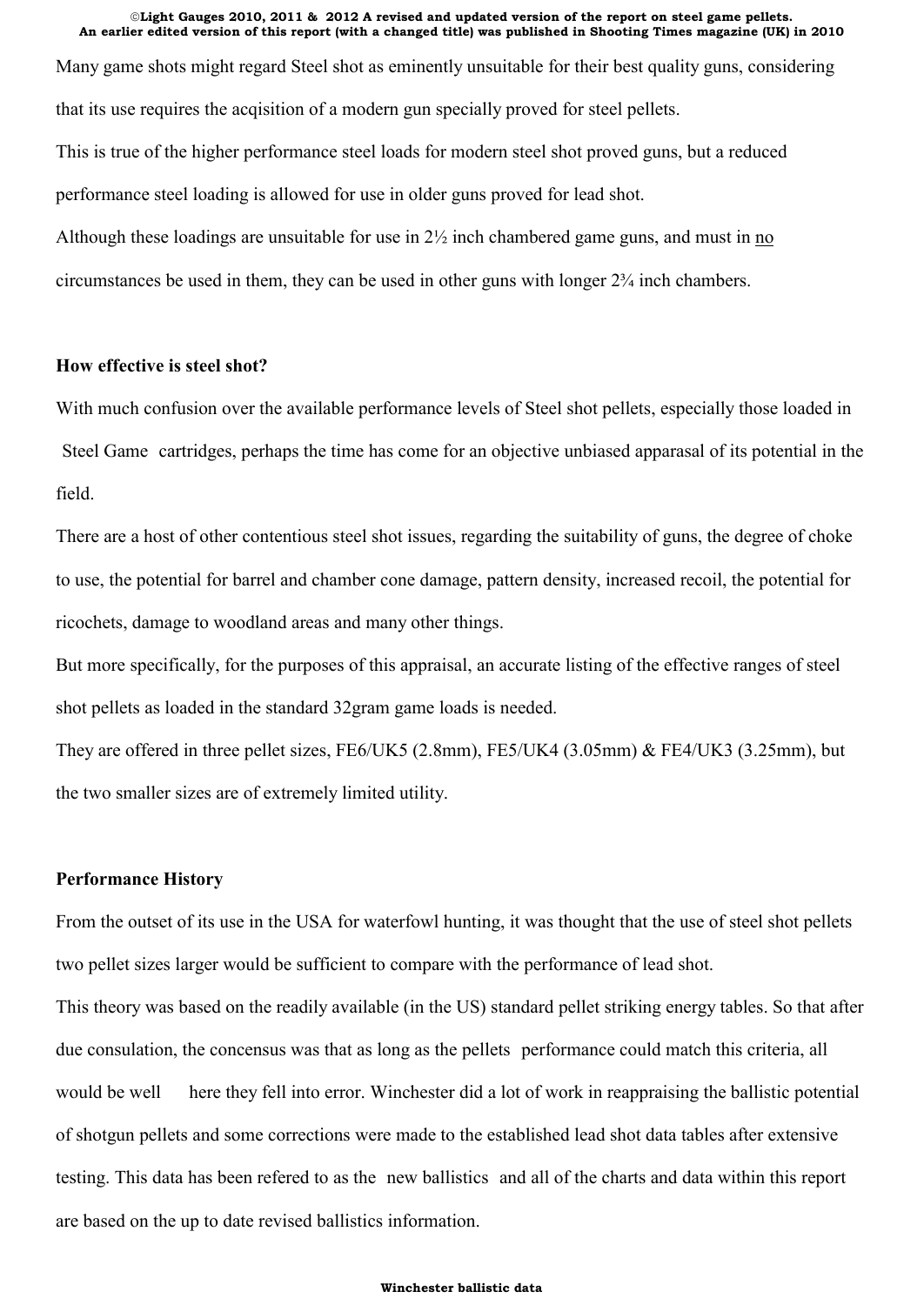Many game shots might regard Steel shot as eminently unsuitable for their best quality guns, considering that its use requires the acqisition of a modern gun specially proved for steel pellets.

This is true of the higher performance steel loads for modern steel shot proved guns, but a reduced performance steel loading is allowed for use in older guns proved for lead shot.

Although these loadings are unsuitable for use in 2½ inch chambered game guns, and must in <u>no</u> circumstances be used in them, they can be used in other guns with longer 2¾ inch chambers.

**How effective is steel shot?**

With much confusion over the available performance levels of Steel shot pellets, especially those loaded in Steel Game cartridges, perhaps the time has come for an objective unbiased apparasal of its potential in the field.

There are a host of other contentious steel shot issues, regarding the suitability of guns, the degree of choke to use, the potential for barrel and chamber cone damage, pattern density, increased recoil, the potential for ricochets, damage to woodland areas and many other things.

But more specifically, for the purposes of this appraisal, an accurate listing of the effective ranges of steel shot pellets as loaded in the standard 32gram game loads is needed.

They are offered in three pellet sizes, FE6/UK5 (2.8mm), FE5/UK4 (3.05mm) & FE4/UK3 (3.25mm), but the two smaller sizes are of extremely limited utility.

**Performance History**

From the outset of its use in the USA for waterfowl hunting, it was thought that the use of steel shot pellets two pellet sizes larger would be sufficient to compare with the performance of lead shot.

This theory was based on the readily available (in the US) standard pellet striking energy tables. So that after due consulation, the concensus was that as long as the pellets performance could match this criteria, all would be well here they fell into error. Winchester did a lot of work in reappraising the ballistic potential of shotgun pellets and some corrections were made to the established lead shot data tables after extensive testing. This data has been refered to as the new ballistics and all of the charts and data within this report are based on the up to date revised ballistics information.

**Winchester ballistic data**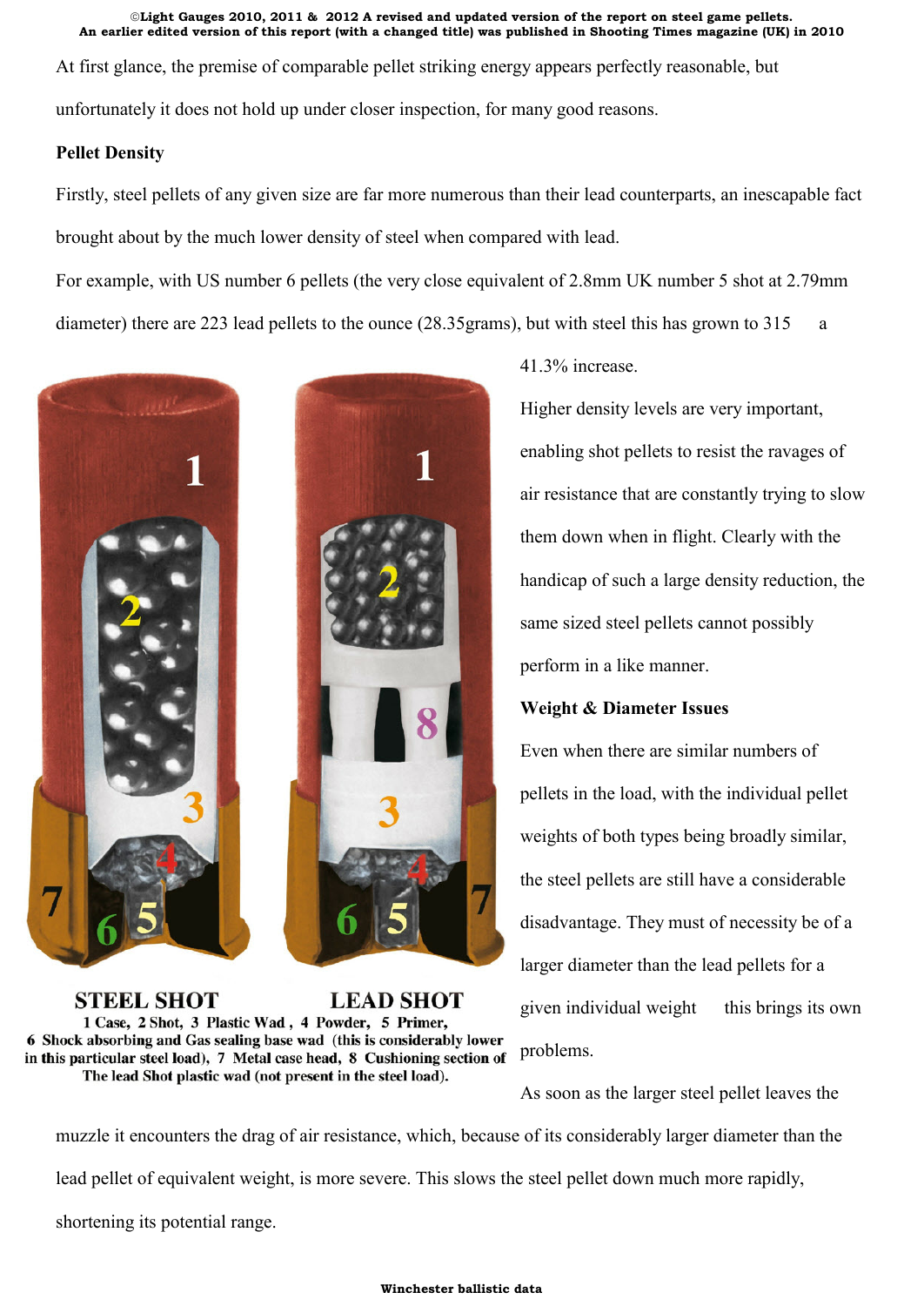At first glance, the premise of comparable pellet striking energy appears perfectly reasonable, but unfortunately it does not hold up under closer inspection, for many good reasons.

**Pellet Density**

Firstly, steel pellets of any given size are far more numerous than their lead counterparts, an inescapable fact brought about by the much lower density of steel when compared with lead.

For example, with US number 6 pellets (the very close equivalent of 2.8mm UK number 5 shot at 2.79mm diameter) there are 223 lead pellets to the ounce (28.35grams), but with steel this has grown to 315 a 41.3% increase.

**STEEL SHOT** **LEAD SHOT**

**1 Case, 2 Shot, 3 Plastic Wad , 4 Powder, 5 Primer, 6 Shock absorbing and Gas sealing base wad (this is considerably lower in this particular steel load), 7 Metal case head, 8 Cushioning section of The lead Shot plastic wad (not present in the steel load).**

Higher density levels are very important, enabling shot pellets to resist the ravages of air resistance that are constantly trying to slow them down when in flight. Clearly with the handicap of such a large density reduction, the same sized steel pellets cannot possibly perform in a like manner.

**Weight & Diameter Issues**

Even when there are similar numbers of pellets in the load, with the individual pellet weights of both types being broadly similar, the steel pellets are still have a considerable disadvantage. They must of necessity be of a larger diameter than the lead pellets for a given individual weight this brings its own problems.

As soon as the larger steel pellet leaves the muzzle it encounters the drag of air resistance, which, because of its considerably larger diameter than the lead pellet of equivalent weight, is more severe. This slows the steel pellet down much more rapidly, shortening its potential range.

**Winchester ballistic data**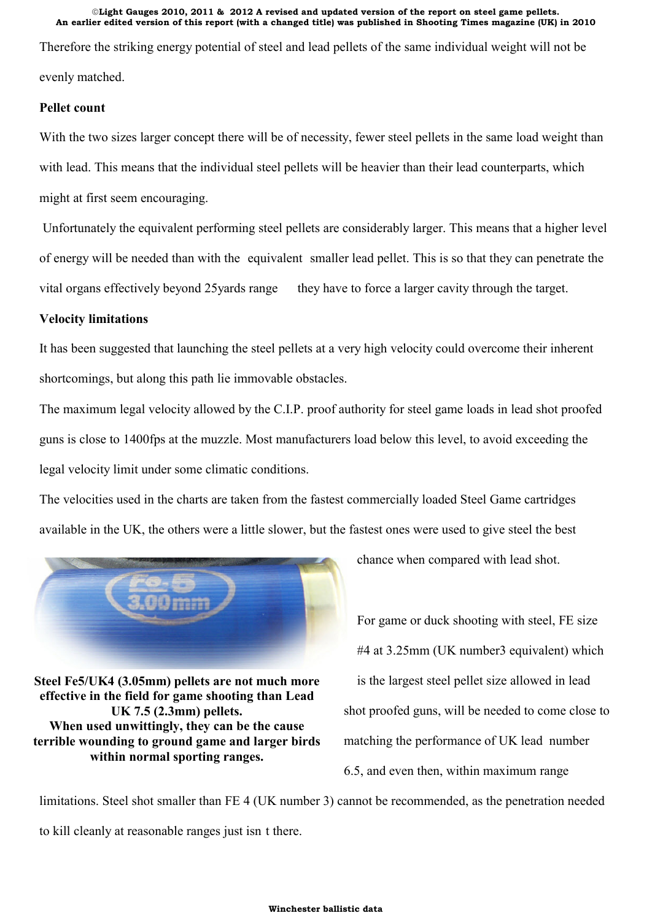Therefore the striking energy potential of steel and lead pellets of the same individual weight will not be evenly matched.

**Pellet count**

With the two sizes larger concept there will be of necessity, fewer steel pellets in the same load weight than with lead. This means that the individual steel pellets will be heavier than their lead counterparts, which might at first seem encouraging.

Unfortunately the equivalent performing steel pellets are considerably larger. This means that a higher level of energy will be needed than with the equivalent smaller lead pellet. This is so that they can penetrate the vital organs effectively beyond 25yards range they have to force a larger cavity through the target.

**Velocity limitations**

It has been suggested that launching the steel pellets at a very high velocity could overcome their inherent shortcomings, but along this path lie immovable obstacles.

The maximum legal velocity allowed by the C.I.P. proof authority for steel game loads in lead shot proofed guns is close to 1400fps at the muzzle. Most manufacturers load below this level, to avoid exceeding the legal velocity limit under some climatic conditions.

The velocities used in the charts are taken from the fastest commercially loaded Steel Game cartridges available in the UK, the others were a little slower, but the fastest ones were used to give steel the best chance when compared with lead shot.

**Steel Fe5/UK4 (3.05mm) pellets are not much more effective in the field for game shooting than Lead UK 7.5 (2.3mm) pellets.**
**When used unwittingly, they can be the cause terrible wounding to ground game and larger birds within normal sporting ranges.**

For game or duck shooting with steel, FE size #4 at 3.25mm (UK number3 equivalent) which is the largest steel pellet size allowed in lead shot proofed guns, will be needed to come close to matching the performance of UK lead number 6.5, and even then, within maximum range limitations. Steel shot smaller than FE 4 (UK number 3) cannot be recommended, as the penetration needed to kill cleanly at reasonable ranges just isn t there.

**Winchester ballistic data**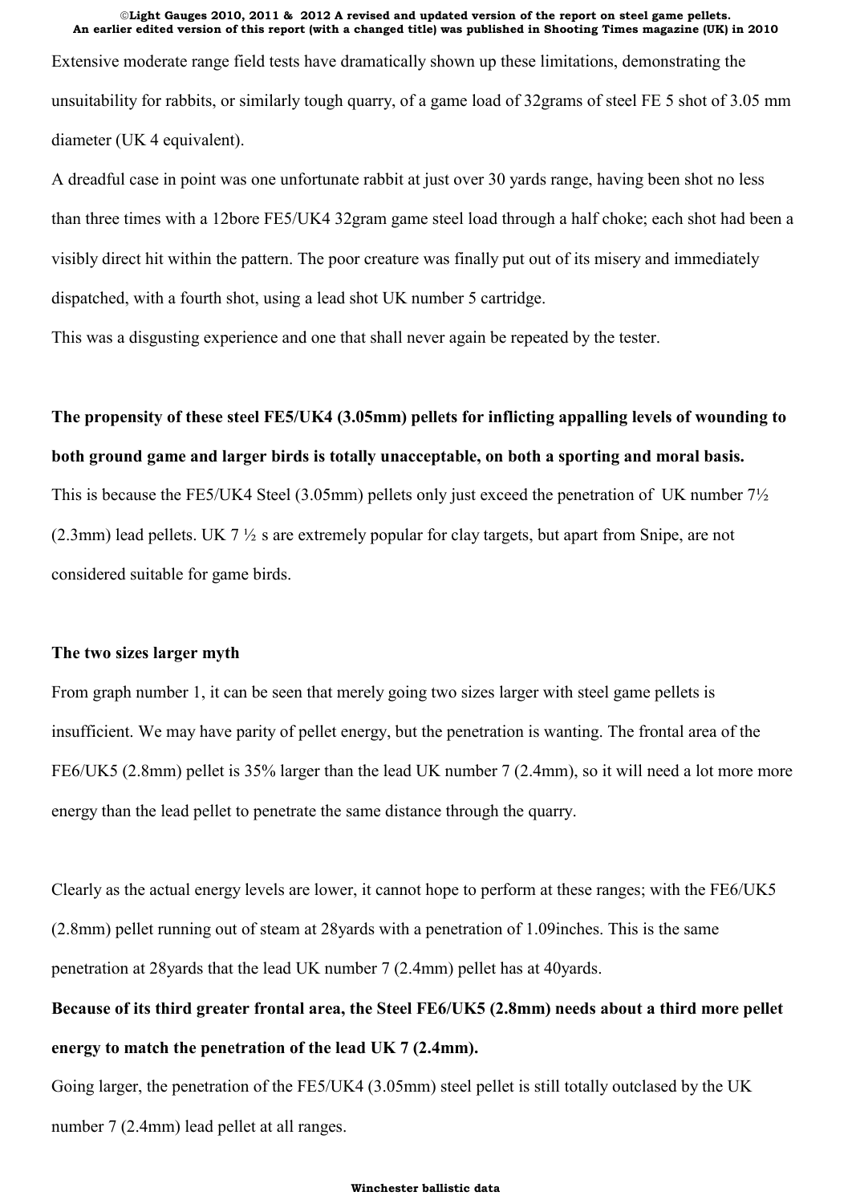Extensive moderate range field tests have dramatically shown up these limitations, demonstrating the unsuitability for rabbits, or similarly tough quarry, of a game load of 32grams of steel FE 5 shot of 3.05 mm diameter (UK 4 equivalent).

A dreadful case in point was one unfortunate rabbit at just over 30 yards range, having been shot no less than three times with a 12bore FE5/UK4 32gram game steel load through a half choke; each shot had been a visibly direct hit within the pattern. The poor creature was finally put out of its misery and immediately dispatched, with a fourth shot, using a lead shot UK number 5 cartridge.

This was a disgusting experience and one that shall never again be repeated by the tester.

**The propensity of these steel FE5/UK4 (3.05mm) pellets for inflicting appalling levels of wounding to both ground game and larger birds is totally unacceptable, on both a sporting and moral basis.**

This is because the FE5/UK4 Steel (3.05mm) pellets only just exceed the penetration of UK number 7½ (2.3mm) lead pellets. UK 7 ½ s are extremely popular for clay targets, but apart from Snipe, are not considered suitable for game birds.

**The two sizes larger myth**

From graph number 1, it can be seen that merely going two sizes larger with steel game pellets is insufficient. We may have parity of pellet energy, but the penetration is wanting. The frontal area of the FE6/UK5 (2.8mm) pellet is 35% larger than the lead UK number 7 (2.4mm), so it will need a lot more more energy than the lead pellet to penetrate the same distance through the quarry.

Clearly as the actual energy levels are lower, it cannot hope to perform at these ranges; with the FE6/UK5 (2.8mm) pellet running out of steam at 28yards with a penetration of 1.09inches. This is the same penetration at 28yards that the lead UK number 7 (2.4mm) pellet has at 40yards.

**Because of its third greater frontal area, the Steel FE6/UK5 (2.8mm) needs about a third more pellet energy to match the penetration of the lead UK 7 (2.4mm).**

Going larger, the penetration of the FE5/UK4 (3.05mm) steel pellet is still totally outclased by the UK number 7 (2.4mm) lead pellet at all ranges.

**Winchester ballistic data**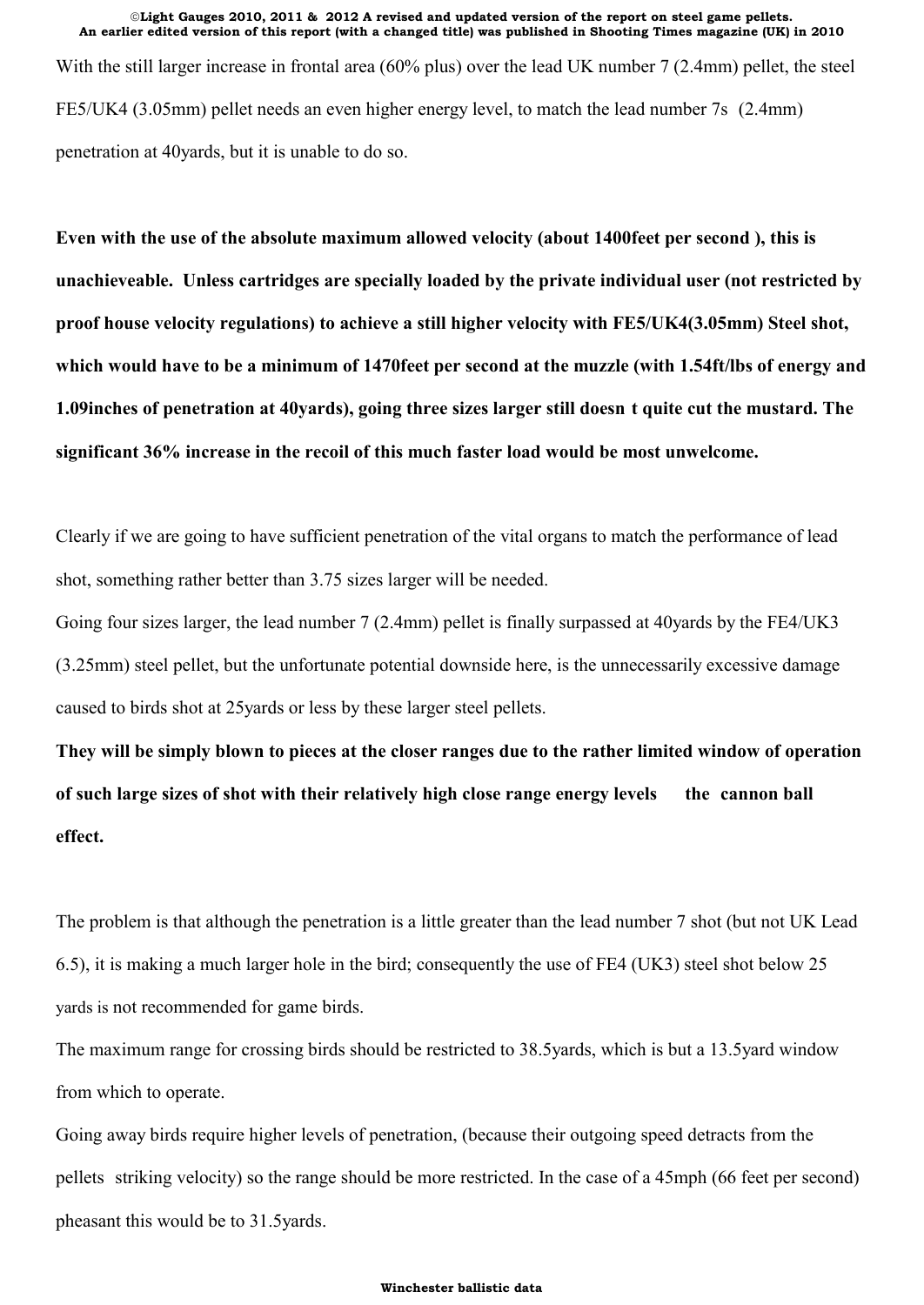With the still larger increase in frontal area (60% plus) over the lead UK number 7 (2.4mm) pellet, the steel FE5/UK4 (3.05mm) pellet needs an even higher energy level, to match the lead number 7s (2.4mm) penetration at 40yards, but it is unable to do so.

**Even with the use of the absolute maximum allowed velocity (about 1400feet per second ), this is unachieveable. Unless cartridges are specially loaded by the private individual user (not restricted by proof house velocity regulations) to achieve a still higher velocity with FE5/UK4(3.05mm) Steel shot, which would have to be a minimum of 1470feet per second at the muzzle (with 1.54ft/lbs of energy and 1.09inches of penetration at 40yards), going three sizes larger still doesn t quite cut the mustard. The significant 36% increase in the recoil of this much faster load would be most unwelcome.**

Clearly if we are going to have sufficient penetration of the vital organs to match the performance of lead shot, something rather better than 3.75 sizes larger will be needed.

Going four sizes larger, the lead number 7 (2.4mm) pellet is finally surpassed at 40yards by the FE4/UK3 (3.25mm) steel pellet, but the unfortunate potential downside here, is the unnecessarily excessive damage caused to birds shot at 25yards or less by these larger steel pellets.

**They will be simply blown to pieces at the closer ranges due to the rather limited window of operation of such large sizes of shot with their relatively high close range energy levels the cannon ball effect.**

The problem is that although the penetration is a little greater than the lead number 7 shot (but not UK Lead 6.5), it is making a much larger hole in the bird; consequently the use of FE4 (UK3) steel shot below 25 yards is not recommended for game birds.

The maximum range for crossing birds should be restricted to 38.5yards, which is but a 13.5yard window from which to operate.

Going away birds require higher levels of penetration, (because their outgoing speed detracts from the pellets striking velocity) so the range should be more restricted. In the case of a 45mph (66 feet per second) pheasant this would be to 31.5yards.

**Winchester ballistic data**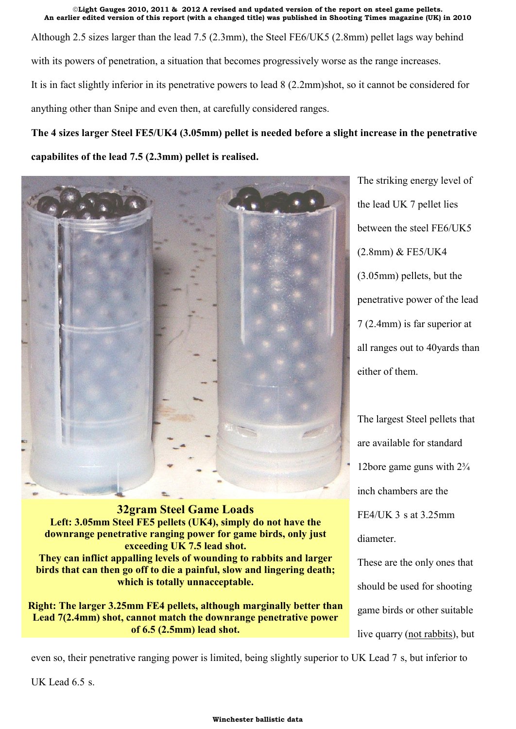Although 2.5 sizes larger than the lead 7.5 (2.3mm), the Steel FE6/UK5 (2.8mm) pellet lags way behind with its powers of penetration, a situation that becomes progressively worse as the range increases. It is in fact slightly inferior in its penetrative powers to lead 8 (2.2mm)shot, so it cannot be considered for anything other than Snipe and even then, at carefully considered ranges.

**The 4 sizes larger Steel FE5/UK4 (3.05mm) pellet is needed before a slight increase in the penetrative capabilites of the lead 7.5 (2.3mm) pellet is realised.**

**32gram Steel Game Loads**

**Left: 3.05mm Steel FE5 pellets (UK4), simply do not have the downrange penetrative ranging power for game birds, only just exceeding UK 7.5 lead shot. They can inflict appalling levels of wounding to rabbits and larger birds that can then go off to die a painful, slow and lingering death; which is totally unacceptable.**

**Right: The larger 3.25mm FE4 pellets, although marginally better than Lead 7(2.4mm) shot, cannot match the downrange penetrative power of 6.5 (2.5mm) lead shot.**

The striking energy level of the lead UK 7 pellet lies between the steel FE6/UK5 (2.8mm) & FE5/UK4 (3.05mm) pellets, but the penetrative power of the lead 7 (2.4mm) is far superior at all ranges out to 40yards than either of them.

The largest Steel pellets that are available for standard 12bore game guns with 2¾ inch chambers are the FE4/UK 3 s at 3.25mm diameter. These are the only ones that should be used for shooting game birds or other suitable live quarry (<u>not rabbits</u>), but even so, their penetrative ranging power is limited, being slightly superior to UK Lead 7 s, but inferior to UK Lead 6.5 s.

**Winchester ballistic data**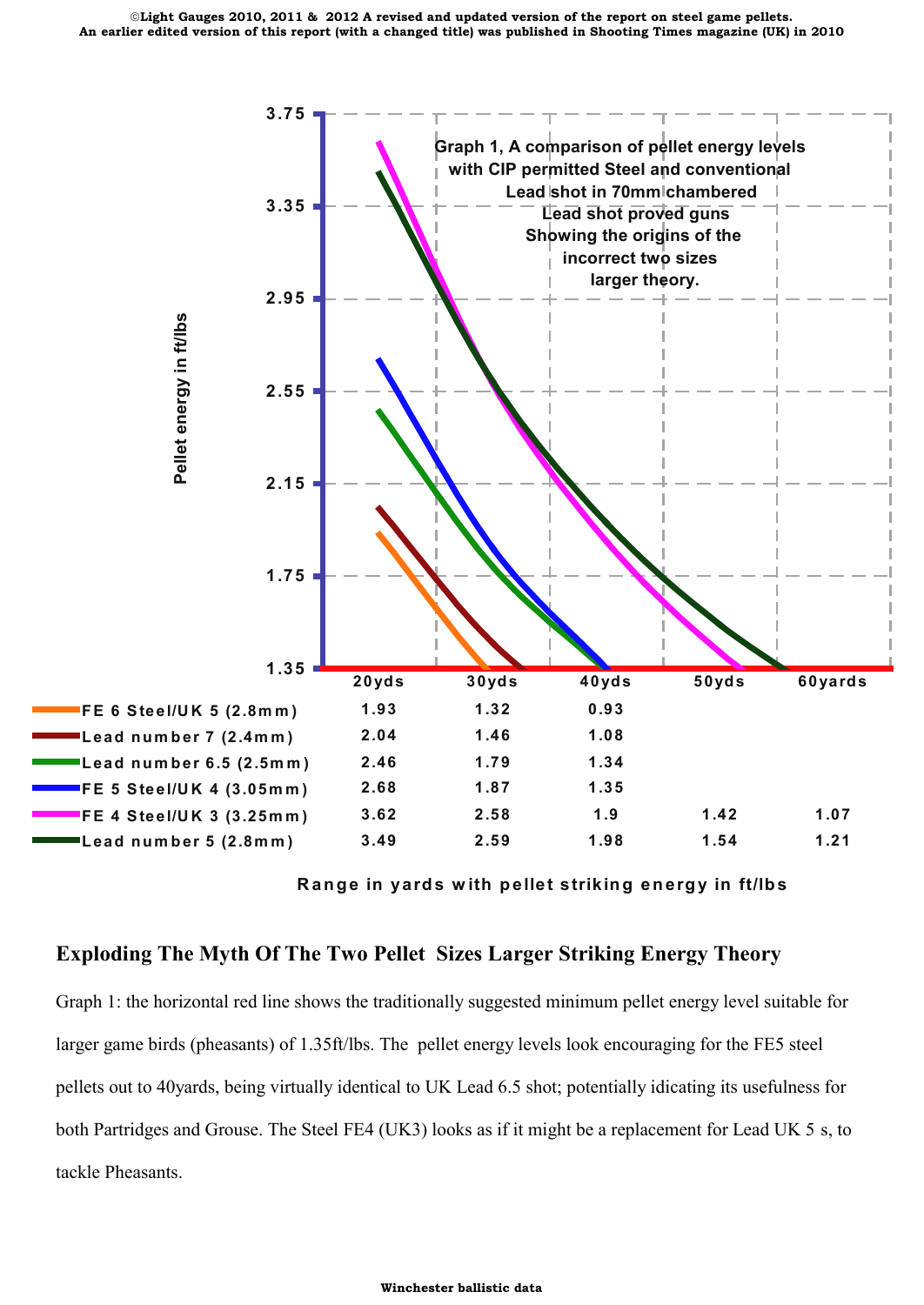©Light Gauges 2010, 2011 & 2012 A revised and updated version of the report on steel game pellets.
An earlier edited version of this report (with a changed title) was published in Shooting Times magazine (UK) in 2010

Graph 1, A comparison of pellet energy levels with CIP permitted Steel and conventional Lead shot in 70mm chambered Lead shot proved guns Showing the origins of the incorrect two sizes larger theory.

| | 20yds | 30yds | 40yds | 50yds | 60yards |
|---|---|---|---|---|---|
| FE 6 Steel/UK 5 (2.8mm) | 1.93 | 1.32 | 0.93 | | |
| Lead number 7 (2.4mm) | 2.04 | 1.46 | 1.08 | | |
| Lead number 6.5 (2.5mm) | 2.46 | 1.79 | 1.34 | | |
| FE 5 Steel/UK 4 (3.05mm) | 2.68 | 1.87 | 1.35 | | |
| FE 4 Steel/UK 3 (3.25mm) | 3.62 | 2.58 | 1.9 | 1.42 | 1.07 |
| Lead number 5 (2.8mm) | 3.49 | 2.59 | 1.98 | 1.54 | 1.21 |

Range in yards with pellet striking energy in ft/lbs

## Exploding The Myth Of The Two Pellet Sizes Larger Striking Energy Theory

Graph 1: the horizontal red line shows the traditionally suggested minimum pellet energy level suitable for larger game birds (pheasants) of 1.35ft/lbs. The pellet energy levels look encouraging for the FE5 steel pellets out to 40yards, being virtually identical to UK Lead 6.5 shot; potentially idicating its usefulness for both Partridges and Grouse. The Steel FE4 (UK3) looks as if it might be a replacement for Lead UK 5 s, to tackle Pheasants.

Winchester ballistic data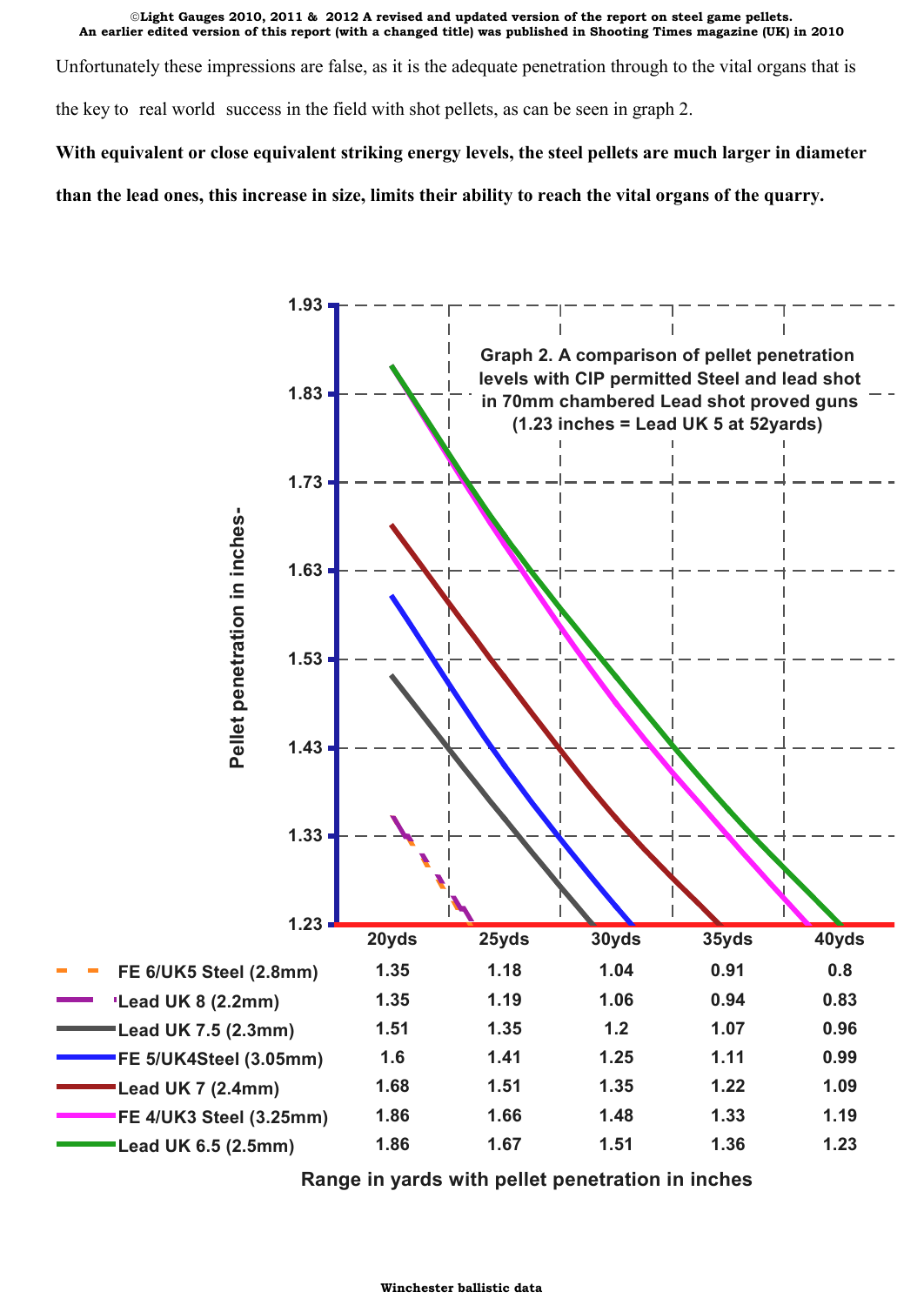Unfortunately these impressions are false, as it is the adequate penetration through to the vital organs that is the key to real world success in the field with shot pellets, as can be seen in graph 2.

**With equivalent or close equivalent striking energy levels, the steel pellets are much larger in diameter than the lead ones, this increase in size, limits their ability to reach the vital organs of the quarry.**

Graph 2. A comparison of pellet penetration levels with CIP permitted Steel and lead shot in 70mm chambered Lead shot proved guns (1.23 inches = Lead UK 5 at 52yards)

Pellet penetration in inches-

| | 20yds | 25yds | 30yds | 35yds | 40yds |
|---|---|---|---|---|---|
| FE 6/UK5 Steel (2.8mm) | 1.35 | 1.18 | 1.04 | 0.91 | 0.8 |
| Lead UK 8 (2.2mm) | 1.35 | 1.19 | 1.06 | 0.94 | 0.83 |
| Lead UK 7.5 (2.3mm) | 1.51 | 1.35 | 1.2 | 1.07 | 0.96 |
| FE 5/UK4Steel (3.05mm) | 1.6 | 1.41 | 1.25 | 1.11 | 0.99 |
| Lead UK 7 (2.4mm) | 1.68 | 1.51 | 1.35 | 1.22 | 1.09 |
| FE 4/UK3 Steel (3.25mm) | 1.86 | 1.66 | 1.48 | 1.33 | 1.19 |
| Lead UK 6.5 (2.5mm) | 1.86 | 1.67 | 1.51 | 1.36 | 1.23 |

Range in yards with pellet penetration in inches

Winchester ballistic data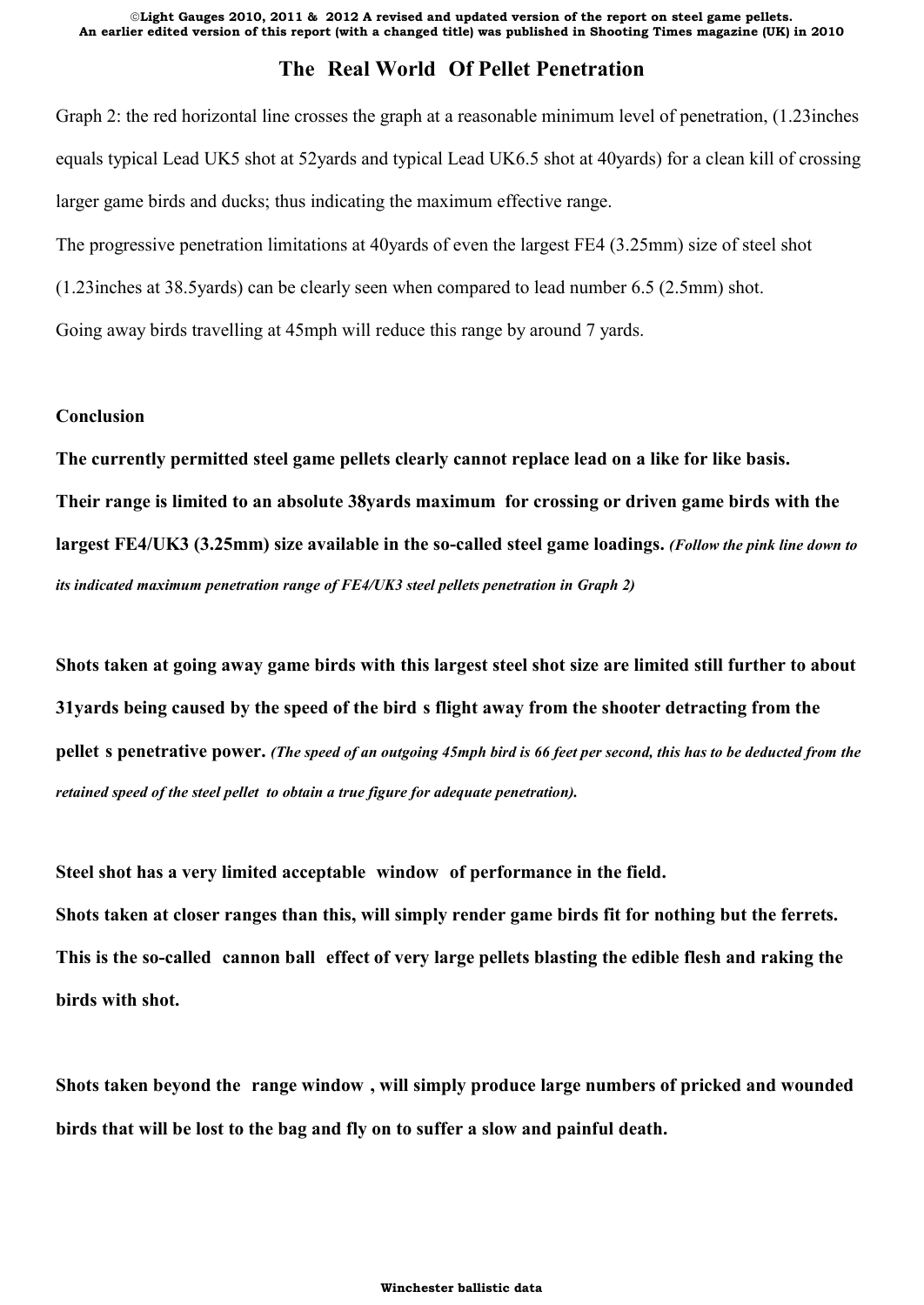## The Real World Of Pellet Penetration

Graph 2: the red horizontal line crosses the graph at a reasonable minimum level of penetration, (1.23inches equals typical Lead UK5 shot at 52yards and typical Lead UK6.5 shot at 40yards) for a clean kill of crossing larger game birds and ducks; thus indicating the maximum effective range.

The progressive penetration limitations at 40yards of even the largest FE4 (3.25mm) size of steel shot (1.23inches at 38.5yards) can be clearly seen when compared to lead number 6.5 (2.5mm) shot.

Going away birds travelling at 45mph will reduce this range by around 7 yards.

**Conclusion**

**The currently permitted steel game pellets clearly cannot replace lead on a like for like basis.**

**Their range is limited to an absolute 38yards maximum for crossing or driven game birds with the largest FE4/UK3 (3.25mm) size available in the so-called steel game loadings.** ***(Follow the pink line down to its indicated maximum penetration range of FE4/UK3 steel pellets penetration in Graph 2)***

**Shots taken at going away game birds with this largest steel shot size are limited still further to about 31yards being caused by the speed of the bird s flight away from the shooter detracting from the pellet s penetrative power.** ***(The speed of an outgoing 45mph bird is 66 feet per second, this has to be deducted from the retained speed of the steel pellet to obtain a true figure for adequate penetration).***

**Steel shot has a very limited acceptable window of performance in the field.**

**Shots taken at closer ranges than this, will simply render game birds fit for nothing but the ferrets. This is the so-called cannon ball effect of very large pellets blasting the edible flesh and raking the birds with shot.**

**Shots taken beyond the range window , will simply produce large numbers of pricked and wounded birds that will be lost to the bag and fly on to suffer a slow and painful death.**

**Winchester ballistic data**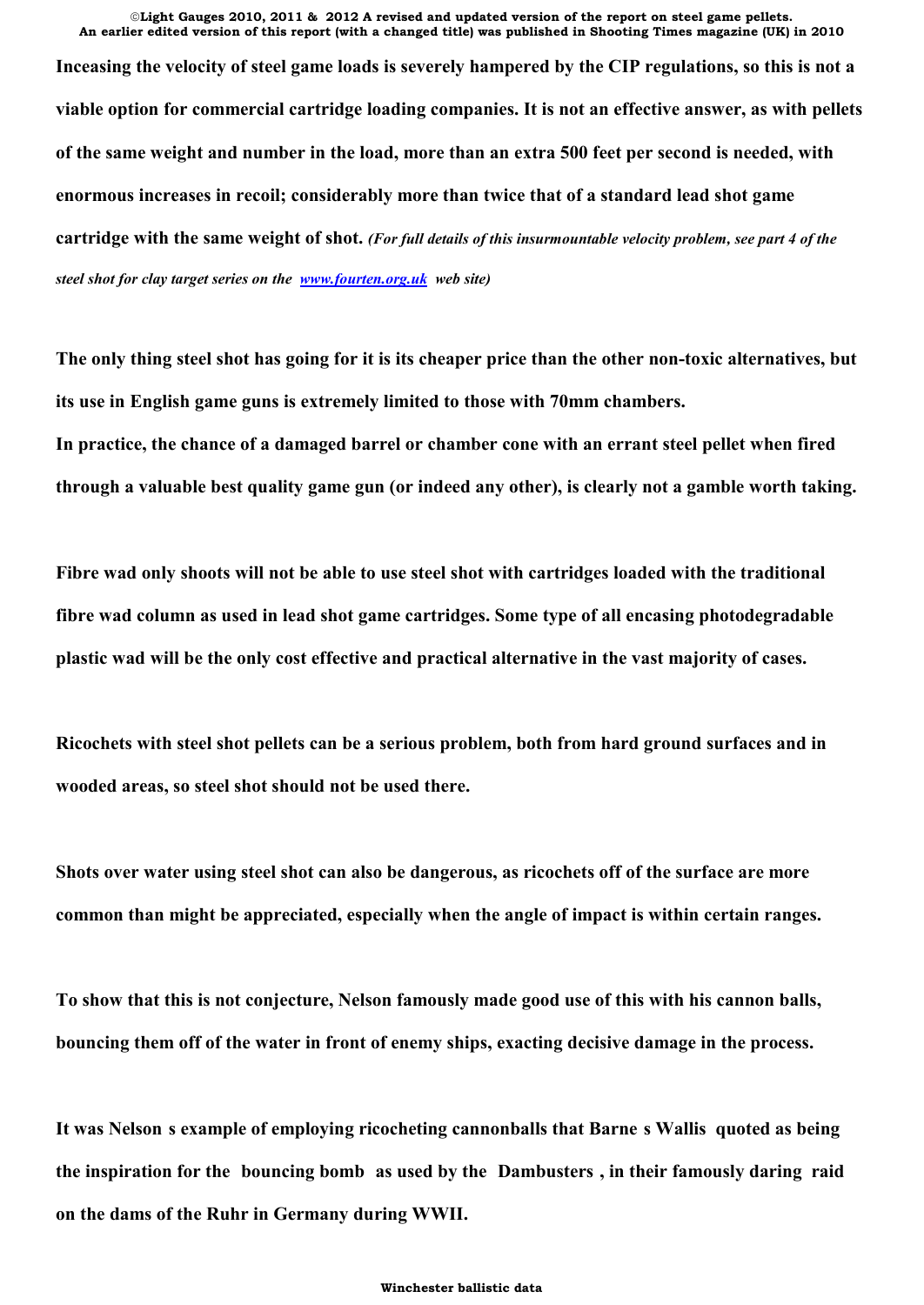**Inceasing the velocity of steel game loads is severely hampered by the CIP regulations, so this is not a viable option for commercial cartridge loading companies. It is not an effective answer, as with pellets of the same weight and number in the load, more than an extra 500 feet per second is needed, with enormous increases in recoil; considerably more than twice that of a standard lead shot game cartridge with the same weight of shot.** ***(For full details of this insurmountable velocity problem, see part 4 of the steel shot for clay target series on the [www.fourten.org.uk](http://www.fourten.org.uk) web site)***

**The only thing steel shot has going for it is its cheaper price than the other non-toxic alternatives, but its use in English game guns is extremely limited to those with 70mm chambers.**
**In practice, the chance of a damaged barrel or chamber cone with an errant steel pellet when fired through a valuable best quality game gun (or indeed any other), is clearly not a gamble worth taking.**

**Fibre wad only shoots will not be able to use steel shot with cartridges loaded with the traditional fibre wad column as used in lead shot game cartridges. Some type of all encasing photodegradable plastic wad will be the only cost effective and practical alternative in the vast majority of cases.**

**Ricochets with steel shot pellets can be a serious problem, both from hard ground surfaces and in wooded areas, so steel shot should not be used there.**

**Shots over water using steel shot can also be dangerous, as ricochets off of the surface are more common than might be appreciated, especially when the angle of impact is within certain ranges.**

**To show that this is not conjecture, Nelson famously made good use of this with his cannon balls, bouncing them off of the water in front of enemy ships, exacting decisive damage in the process.**

**It was Nelson s example of employing ricocheting cannonballs that Barne s Wallis quoted as being the inspiration for the bouncing bomb as used by the Dambusters , in their famously daring raid on the dams of the Ruhr in Germany during WWII.**

**Winchester ballistic data**